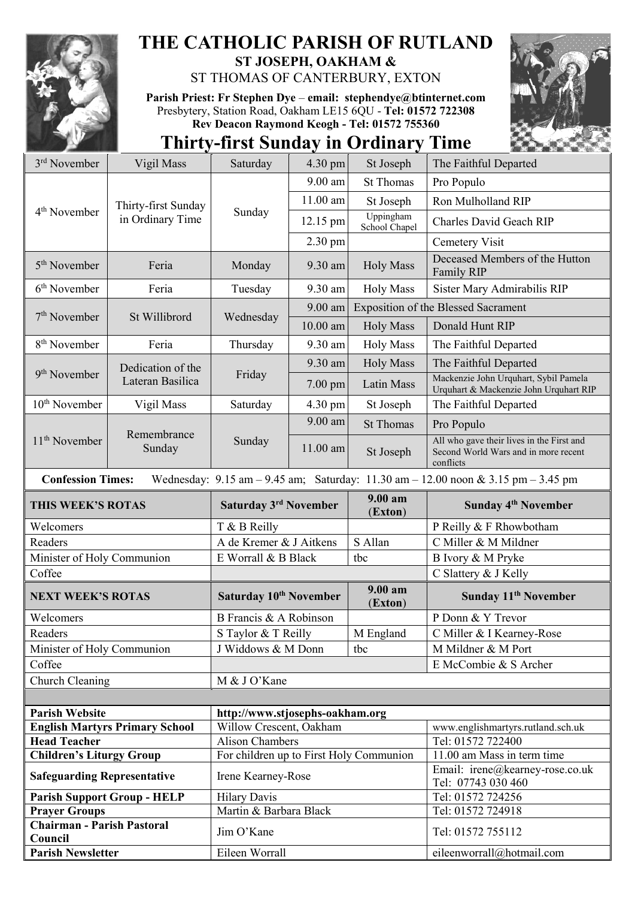# THE CATHOLIC PARISH OF RUTLAND

**ST JOSEPH, OAKHAM &**

ST THOMAS OF CANTERBURY, EXTON

**Parish Priest: Fr Stephen Dye** – **email: stephendye@btinternet.com**
Presbytery, Station Road, Oakham LE15 6QU - **Tel: 01572 722308**
**Rev Deacon Raymond Keogh - Tel: 01572 755360**

## Thirty-first Sunday in Ordinary Time

| Date | Occasion | Day | Time | Place | Intention |
|---|---|---|---|---|---|
| 3rd November | Vigil Mass | Saturday | 4.30 pm | St Joseph | The Faithful Departed |
| 4th November | Thirty-first Sunday in Ordinary Time | Sunday | 9.00 am | St Thomas | Pro Populo |
| | | | 11.00 am | St Joseph | Ron Mulholland RIP |
| | | | 12.15 pm | Uppingham School Chapel | Charles David Geach RIP |
| | | | 2.30 pm | | Cemetery Visit |
| 5th November | Feria | Monday | 9.30 am | Holy Mass | Deceased Members of the Hutton Family RIP |
| 6th November | Feria | Tuesday | 9.30 am | Holy Mass | Sister Mary Admirabilis RIP |
| 7th November | St Willibrord | Wednesday | 9.00 am | Exposition of the Blessed Sacrament | |
| | | | 10.00 am | Holy Mass | Donald Hunt RIP |
| 8th November | Feria | Thursday | 9.30 am | Holy Mass | The Faithful Departed |
| 9th November | Dedication of the Lateran Basilica | Friday | 9.30 am | Holy Mass | The Faithful Departed |
| | | | 7.00 pm | Latin Mass | Mackenzie John Urquhart, Sybil Pamela Urquhart & Mackenzie John Urquhart RIP |
| 10th November | Vigil Mass | Saturday | 4.30 pm | St Joseph | The Faithful Departed |
| 11th November | Remembrance Sunday | Sunday | 9.00 am | St Thomas | Pro Populo |
| | | | 11.00 am | St Joseph | All who gave their lives in the First and Second World Wars and in more recent conflicts |

**Confession Times:** Wednesday: 9.15 am – 9.45 am; Saturday: 11.30 am – 12.00 noon & 3.15 pm – 3.45 pm

| THIS WEEK'S ROTAS | Saturday 3rd November | 9.00 am (Exton) | Sunday 4th November |
|---|---|---|---|
| Welcomers | T & B Reilly | | P Reilly & F Rhowbotham |
| Readers | A de Kremer & J Aitkens | S Allan | C Miller & M Mildner |
| Minister of Holy Communion | E Worrall & B Black | tbc | B Ivory & M Pryke |
| Coffee | | | C Slattery & J Kelly |
| **NEXT WEEK'S ROTAS** | **Saturday 10th November** | **9.00 am (Exton)** | **Sunday 11th November** |
| Welcomers | B Francis & A Robinson | | P Donn & Y Trevor |
| Readers | S Taylor & T Reilly | M England | C Miller & I Kearney-Rose |
| Minister of Holy Communion | J Widdows & M Donn | tbc | M Mildner & M Port |
| Coffee | | | E McCombie & S Archer |
| Church Cleaning | M & J O'Kane | | |

| | | |
|---|---|---|
| **Parish Website** | **http://www.stjosephs-oakham.org** | |
| **English Martyrs Primary School** | Willow Crescent, Oakham | www.englishmartyrs.rutland.sch.uk |
| **Head Teacher** | Alison Chambers | Tel: 01572 722400 |
| **Children's Liturgy Group** | For children up to First Holy Communion | 11.00 am Mass in term time |
| **Safeguarding Representative** | Irene Kearney-Rose | Email: irene@kearney-rose.co.uk Tel: 07743 030 460 |
| **Parish Support Group - HELP** | Hilary Davis | Tel: 01572 724256 |
| **Prayer Groups** | Martin & Barbara Black | Tel: 01572 724918 |
| **Chairman - Parish Pastoral Council** | Jim O'Kane | Tel: 01572 755112 |
| **Parish Newsletter** | Eileen Worrall | eileenworrall@hotmail.com |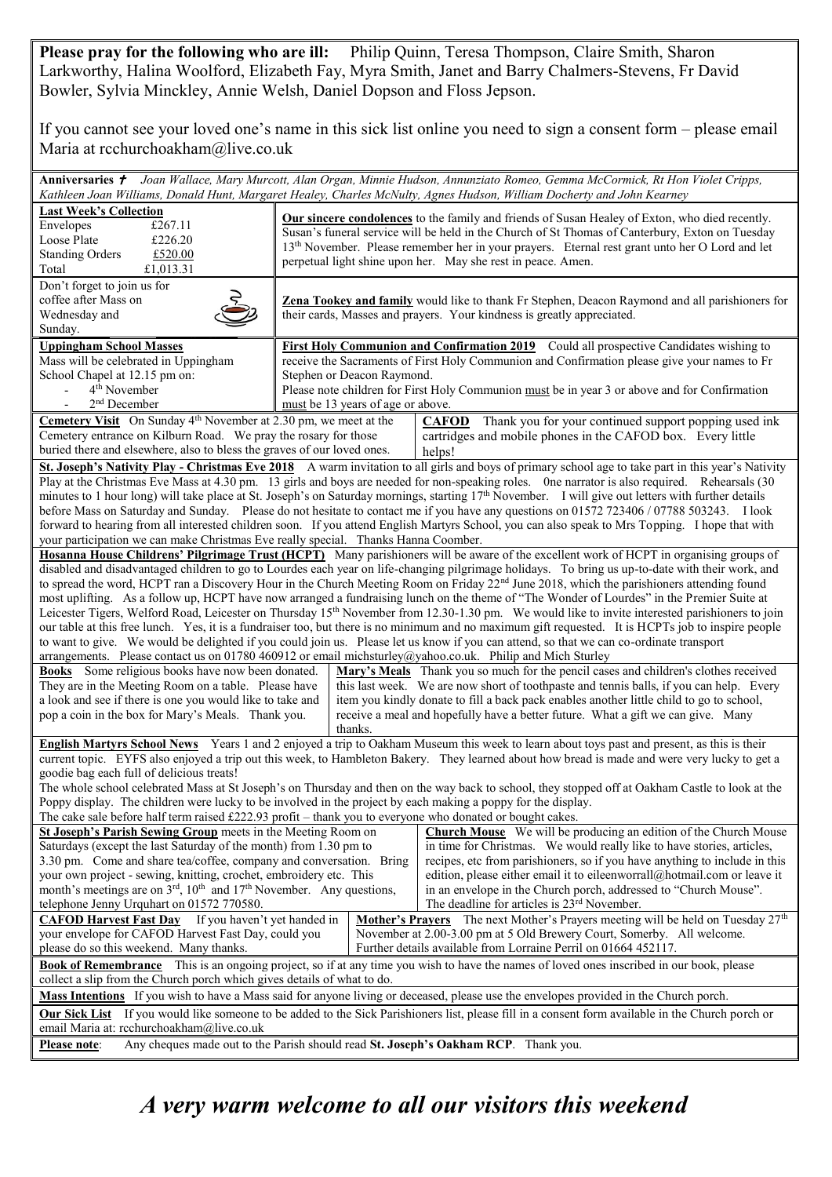**Please pray for the following who are ill:** Philip Quinn, Teresa Thompson, Claire Smith, Sharon Larkworthy, Halina Woolford, Elizabeth Fay, Myra Smith, Janet and Barry Chalmers-Stevens, Fr David Bowler, Sylvia Minckley, Annie Welsh, Daniel Dopson and Floss Jepson.

If you cannot see your loved one's name in this sick list online you need to sign a consent form – please email Maria at rcchurchoakham@live.co.uk

**Anniversaries** ✝ *Joan Wallace, Mary Murcott, Alan Organ, Minnie Hudson, Annunziato Romeo, Gemma McCormick, Rt Hon Violet Cripps, Kathleen Joan Williams, Donald Hunt, Margaret Healey, Charles McNulty, Agnes Hudson, William Docherty and John Kearney*

**Last Week's Collection**

| | |
|---|---|
| Envelopes | £267.11 |
| Loose Plate | £226.20 |
| Standing Orders | £520.00 |
| Total | £1,013.31 |

**Our sincere condolences** to the family and friends of Susan Healey of Exton, who died recently. Susan's funeral service will be held in the Church of St Thomas of Canterbury, Exton on Tuesday 13th November. Please remember her in your prayers. Eternal rest grant unto her O Lord and let perpetual light shine upon her. May she rest in peace. Amen.

Don't forget to join us for coffee after Mass on Wednesday and Sunday.

**Zena Tookey and family** would like to thank Fr Stephen, Deacon Raymond and all parishioners for their cards, Masses and prayers. Your kindness is greatly appreciated.

**Uppingham School Masses**
Mass will be celebrated in Uppingham School Chapel at 12.15 pm on:
- 4th November
- 2nd December

**First Holy Communion and Confirmation 2019** Could all prospective Candidates wishing to receive the Sacraments of First Holy Communion and Confirmation please give your names to Fr Stephen or Deacon Raymond.
Please note children for First Holy Communion must be in year 3 or above and for Confirmation must be 13 years of age or above.

**Cemetery Visit** On Sunday 4th November at 2.30 pm, we meet at the Cemetery entrance on Kilburn Road. We pray the rosary for those buried there and elsewhere, also to bless the graves of our loved ones.

**CAFOD** Thank you for your continued support popping used ink cartridges and mobile phones in the CAFOD box. Every little helps!

**St. Joseph's Nativity Play - Christmas Eve 2018** A warm invitation to all girls and boys of primary school age to take part in this year's Nativity Play at the Christmas Eve Mass at 4.30 pm. 13 girls and boys are needed for non-speaking roles. 0ne narrator is also required. Rehearsals (30 minutes to 1 hour long) will take place at St. Joseph's on Saturday mornings, starting 17th November. I will give out letters with further details before Mass on Saturday and Sunday. Please do not hesitate to contact me if you have any questions on 01572 723406 / 07788 503243. I look forward to hearing from all interested children soon. If you attend English Martyrs School, you can also speak to Mrs Topping. I hope that with your participation we can make Christmas Eve really special. Thanks Hanna Coomber.

**Hosanna House Childrens' Pilgrimage Trust (HCPT)** Many parishioners will be aware of the excellent work of HCPT in organising groups of disabled and disadvantaged children to go to Lourdes each year on life-changing pilgrimage holidays. To bring us up-to-date with their work, and to spread the word, HCPT ran a Discovery Hour in the Church Meeting Room on Friday 22nd June 2018, which the parishioners attending found most uplifting. As a follow up, HCPT have now arranged a fundraising lunch on the theme of "The Wonder of Lourdes" in the Premier Suite at Leicester Tigers, Welford Road, Leicester on Thursday 15th November from 12.30-1.30 pm. We would like to invite interested parishioners to join our table at this free lunch. Yes, it is a fundraiser too, but there is no minimum and no maximum gift requested. It is HCPTs job to inspire people to want to give. We would be delighted if you could join us. Please let us know if you can attend, so that we can co-ordinate transport arrangements. Please contact us on 01780 460912 or email michsturley@yahoo.co.uk. Philip and Mich Sturley

**Books** Some religious books have now been donated. They are in the Meeting Room on a table. Please have a look and see if there is one you would like to take and pop a coin in the box for Mary's Meals. Thank you.

**Mary's Meals** Thank you so much for the pencil cases and children's clothes received this last week. We are now short of toothpaste and tennis balls, if you can help. Every item you kindly donate to fill a back pack enables another little child to go to school, receive a meal and hopefully have a better future. What a gift we can give. Many thanks.

**English Martyrs School News** Years 1 and 2 enjoyed a trip to Oakham Museum this week to learn about toys past and present, as this is their current topic. EYFS also enjoyed a trip out this week, to Hambleton Bakery. They learned about how bread is made and were very lucky to get a goodie bag each full of delicious treats!
The whole school celebrated Mass at St Joseph's on Thursday and then on the way back to school, they stopped off at Oakham Castle to look at the Poppy display. The children were lucky to be involved in the project by each making a poppy for the display.
The cake sale before half term raised £222.93 profit – thank you to everyone who donated or bought cakes.

**St Joseph's Parish Sewing Group** meets in the Meeting Room on Saturdays (except the last Saturday of the month) from 1.30 pm to 3.30 pm. Come and share tea/coffee, company and conversation. Bring your own project - sewing, knitting, crochet, embroidery etc. This month's meetings are on 3rd, 10th and 17th November. Any questions, telephone Jenny Urquhart on 01572 770580.

**Church Mouse** We will be producing an edition of the Church Mouse in time for Christmas. We would really like to have stories, articles, recipes, etc from parishioners, so if you have anything to include in this edition, please either email it to eileenworrall@hotmail.com or leave it in an envelope in the Church porch, addressed to "Church Mouse". The deadline for articles is 23rd November.

**CAFOD Harvest Fast Day** If you haven't yet handed in your envelope for CAFOD Harvest Fast Day, could you please do so this weekend. Many thanks.

**Mother's Prayers** The next Mother's Prayers meeting will be held on Tuesday 27th November at 2.00-3.00 pm at 5 Old Brewery Court, Somerby. All welcome. Further details available from Lorraine Perril on 01664 452117.

**Book of Remembrance** This is an ongoing project, so if at any time you wish to have the names of loved ones inscribed in our book, please collect a slip from the Church porch which gives details of what to do.

**Mass Intentions** If you wish to have a Mass said for anyone living or deceased, please use the envelopes provided in the Church porch.

**Our Sick List** If you would like someone to be added to the Sick Parishioners list, please fill in a consent form available in the Church porch or email Maria at: rcchurchoakham@live.co.uk

**Please note**: Any cheques made out to the Parish should read **St. Joseph's Oakham RCP**. Thank you.

*A very warm welcome to all our visitors this weekend*